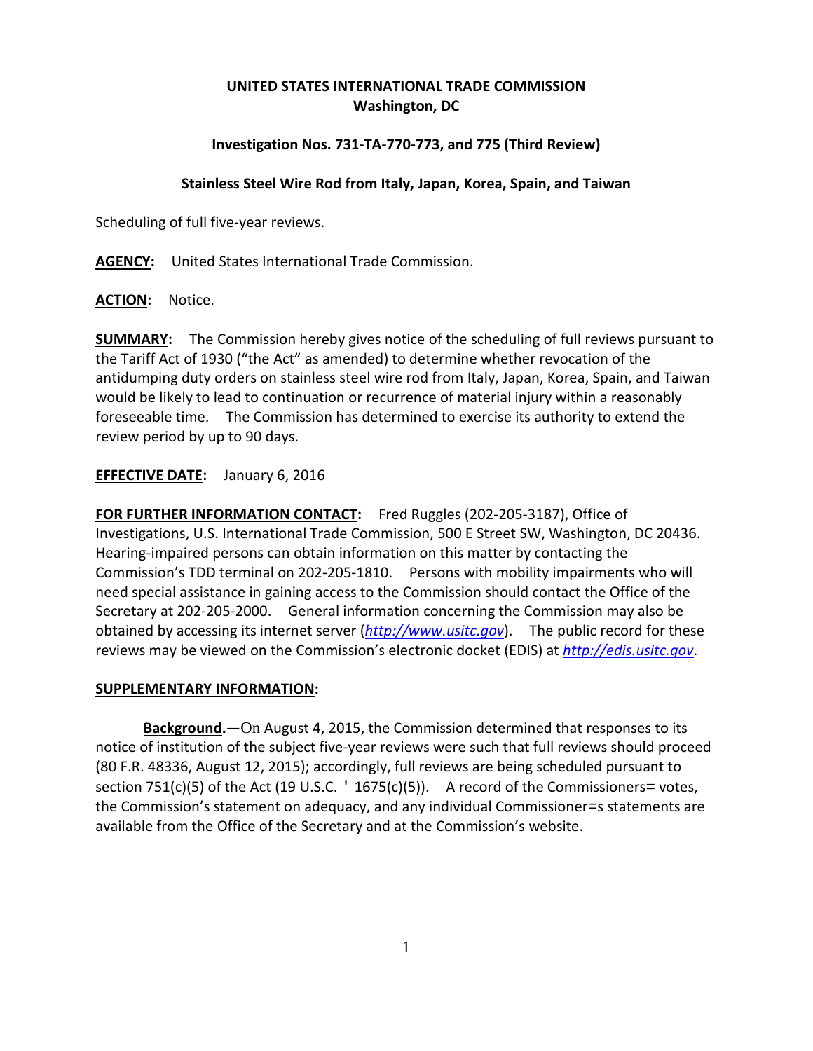**UNITED STATES INTERNATIONAL TRADE COMMISSION**
**Washington, DC**

**Investigation Nos. 731-TA-770-773, and 775 (Third Review)**

**Stainless Steel Wire Rod from Italy, Japan, Korea, Spain, and Taiwan**

Scheduling of full five-year reviews.

**AGENCY:** United States International Trade Commission.

**ACTION:** Notice.

**SUMMARY:** The Commission hereby gives notice of the scheduling of full reviews pursuant to the Tariff Act of 1930 ("the Act" as amended) to determine whether revocation of the antidumping duty orders on stainless steel wire rod from Italy, Japan, Korea, Spain, and Taiwan would be likely to lead to continuation or recurrence of material injury within a reasonably foreseeable time. The Commission has determined to exercise its authority to extend the review period by up to 90 days.

**EFFECTIVE DATE:** January 6, 2016

**FOR FURTHER INFORMATION CONTACT:** Fred Ruggles (202-205-3187), Office of Investigations, U.S. International Trade Commission, 500 E Street SW, Washington, DC 20436. Hearing-impaired persons can obtain information on this matter by contacting the Commission's TDD terminal on 202-205-1810. Persons with mobility impairments who will need special assistance in gaining access to the Commission should contact the Office of the Secretary at 202-205-2000. General information concerning the Commission may also be obtained by accessing its internet server (*http://www.usitc.gov*). The public record for these reviews may be viewed on the Commission's electronic docket (EDIS) at *http://edis.usitc.gov*.

**SUPPLEMENTARY INFORMATION:**

**Background.**—On August 4, 2015, the Commission determined that responses to its notice of institution of the subject five-year reviews were such that full reviews should proceed (80 F.R. 48336, August 12, 2015); accordingly, full reviews are being scheduled pursuant to section 751(c)(5) of the Act (19 U.S.C. ' 1675(c)(5)). A record of the Commissioners= votes, the Commission's statement on adequacy, and any individual Commissioner=s statements are available from the Office of the Secretary and at the Commission's website.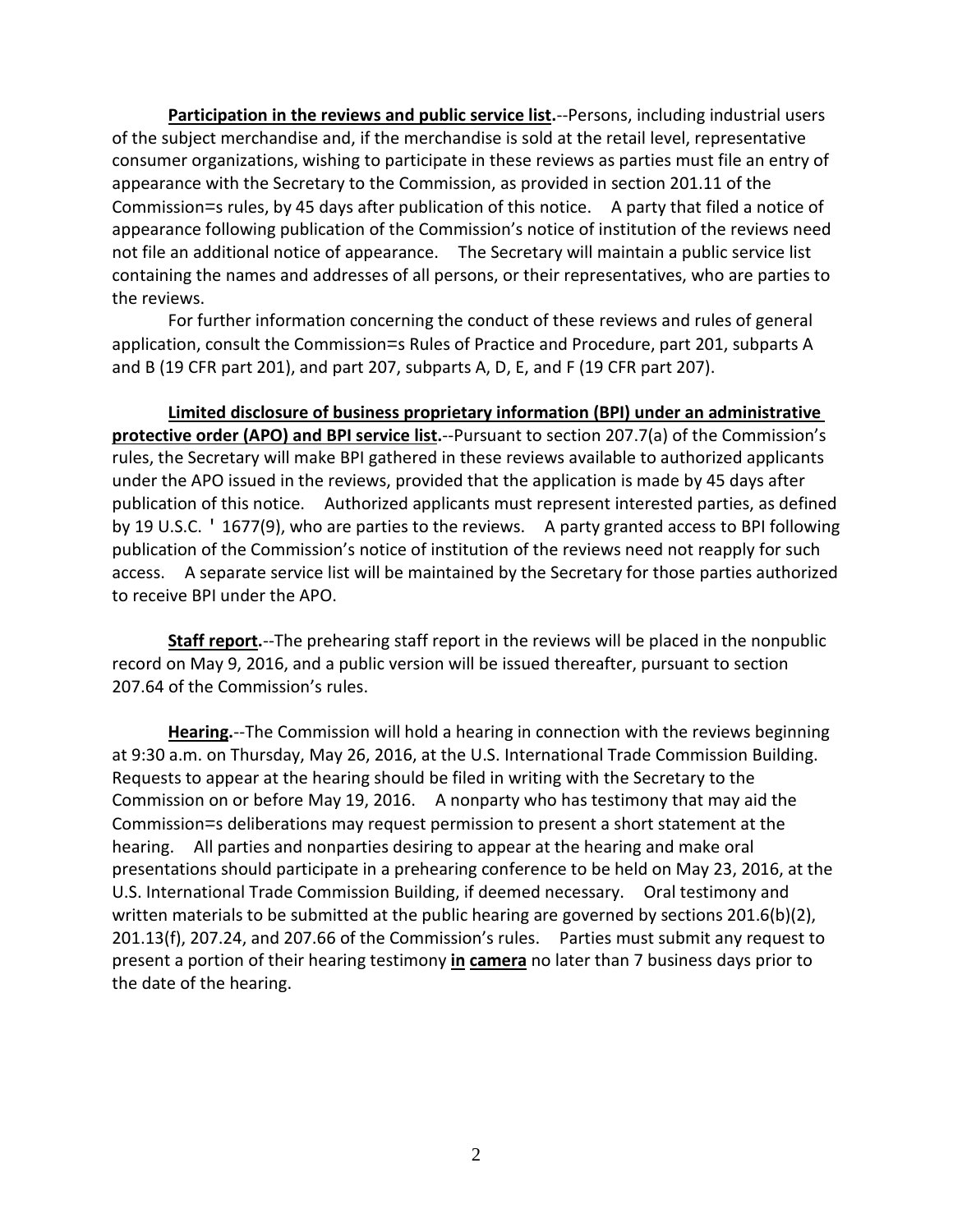**Participation in the reviews and public service list.**--Persons, including industrial users of the subject merchandise and, if the merchandise is sold at the retail level, representative consumer organizations, wishing to participate in these reviews as parties must file an entry of appearance with the Secretary to the Commission, as provided in section 201.11 of the Commission=s rules, by 45 days after publication of this notice. A party that filed a notice of appearance following publication of the Commission's notice of institution of the reviews need not file an additional notice of appearance. The Secretary will maintain a public service list containing the names and addresses of all persons, or their representatives, who are parties to the reviews.

For further information concerning the conduct of these reviews and rules of general application, consult the Commission=s Rules of Practice and Procedure, part 201, subparts A and B (19 CFR part 201), and part 207, subparts A, D, E, and F (19 CFR part 207).

**Limited disclosure of business proprietary information (BPI) under an administrative protective order (APO) and BPI service list.**--Pursuant to section 207.7(a) of the Commission's rules, the Secretary will make BPI gathered in these reviews available to authorized applicants under the APO issued in the reviews, provided that the application is made by 45 days after publication of this notice. Authorized applicants must represent interested parties, as defined by 19 U.S.C. ' 1677(9), who are parties to the reviews. A party granted access to BPI following publication of the Commission's notice of institution of the reviews need not reapply for such access. A separate service list will be maintained by the Secretary for those parties authorized to receive BPI under the APO.

**Staff report.**--The prehearing staff report in the reviews will be placed in the nonpublic record on May 9, 2016, and a public version will be issued thereafter, pursuant to section 207.64 of the Commission's rules.

**Hearing.**--The Commission will hold a hearing in connection with the reviews beginning at 9:30 a.m. on Thursday, May 26, 2016, at the U.S. International Trade Commission Building. Requests to appear at the hearing should be filed in writing with the Secretary to the Commission on or before May 19, 2016. A nonparty who has testimony that may aid the Commission=s deliberations may request permission to present a short statement at the hearing. All parties and nonparties desiring to appear at the hearing and make oral presentations should participate in a prehearing conference to be held on May 23, 2016, at the U.S. International Trade Commission Building, if deemed necessary. Oral testimony and written materials to be submitted at the public hearing are governed by sections 201.6(b)(2), 201.13(f), 207.24, and 207.66 of the Commission's rules. Parties must submit any request to present a portion of their hearing testimony **in camera** no later than 7 business days prior to the date of the hearing.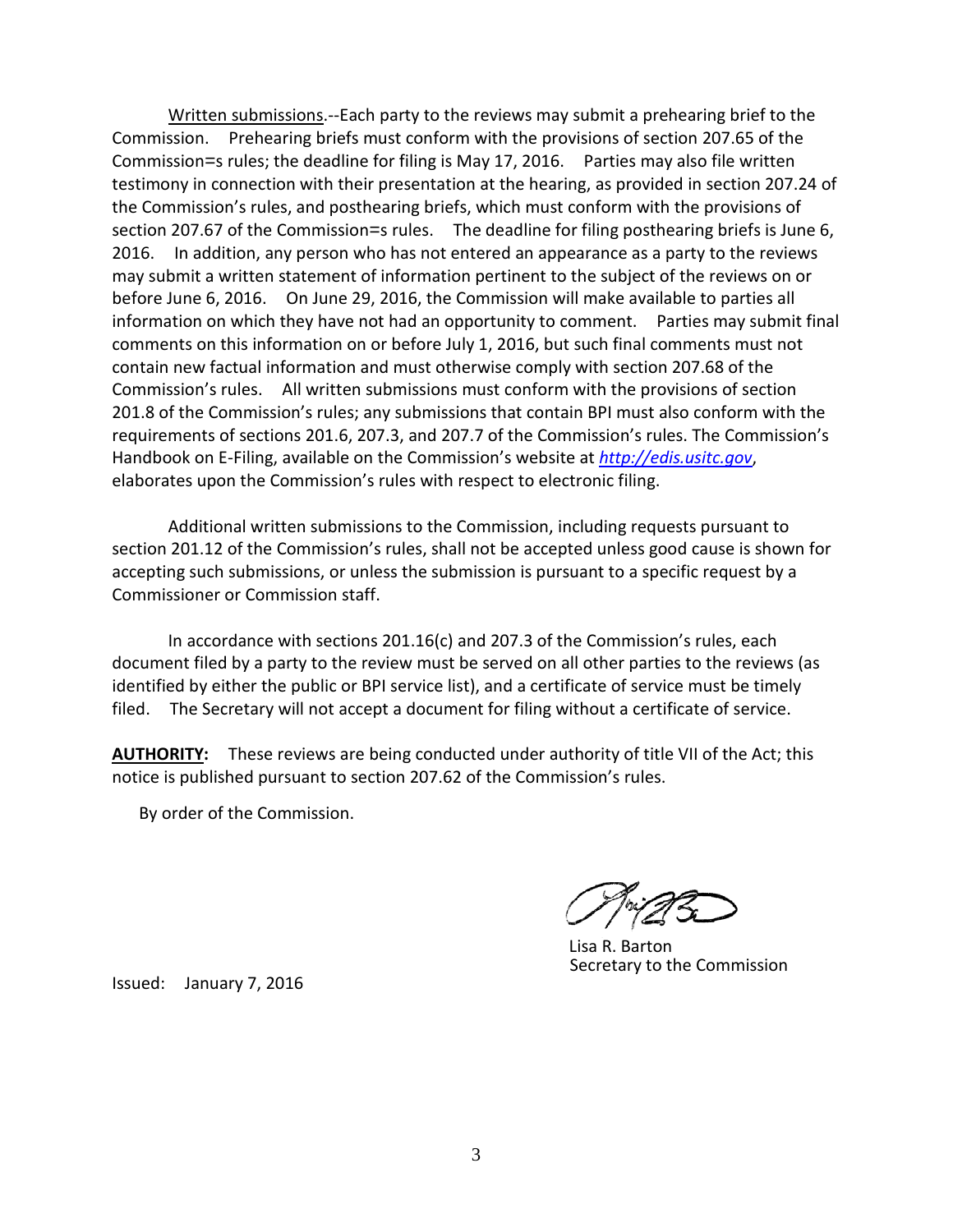Written submissions.--Each party to the reviews may submit a prehearing brief to the Commission. Prehearing briefs must conform with the provisions of section 207.65 of the Commission=s rules; the deadline for filing is May 17, 2016. Parties may also file written testimony in connection with their presentation at the hearing, as provided in section 207.24 of the Commission's rules, and posthearing briefs, which must conform with the provisions of section 207.67 of the Commission=s rules. The deadline for filing posthearing briefs is June 6, 2016. In addition, any person who has not entered an appearance as a party to the reviews may submit a written statement of information pertinent to the subject of the reviews on or before June 6, 2016. On June 29, 2016, the Commission will make available to parties all information on which they have not had an opportunity to comment. Parties may submit final comments on this information on or before July 1, 2016, but such final comments must not contain new factual information and must otherwise comply with section 207.68 of the Commission's rules. All written submissions must conform with the provisions of section 201.8 of the Commission's rules; any submissions that contain BPI must also conform with the requirements of sections 201.6, 207.3, and 207.7 of the Commission's rules. The Commission's Handbook on E-Filing, available on the Commission's website at *http://edis.usitc.gov*, elaborates upon the Commission's rules with respect to electronic filing.

Additional written submissions to the Commission, including requests pursuant to section 201.12 of the Commission's rules, shall not be accepted unless good cause is shown for accepting such submissions, or unless the submission is pursuant to a specific request by a Commissioner or Commission staff.

In accordance with sections 201.16(c) and 207.3 of the Commission's rules, each document filed by a party to the review must be served on all other parties to the reviews (as identified by either the public or BPI service list), and a certificate of service must be timely filed. The Secretary will not accept a document for filing without a certificate of service.

**AUTHORITY:** These reviews are being conducted under authority of title VII of the Act; this notice is published pursuant to section 207.62 of the Commission's rules.

By order of the Commission.

Lisa R. Barton
Secretary to the Commission

Issued: January 7, 2016